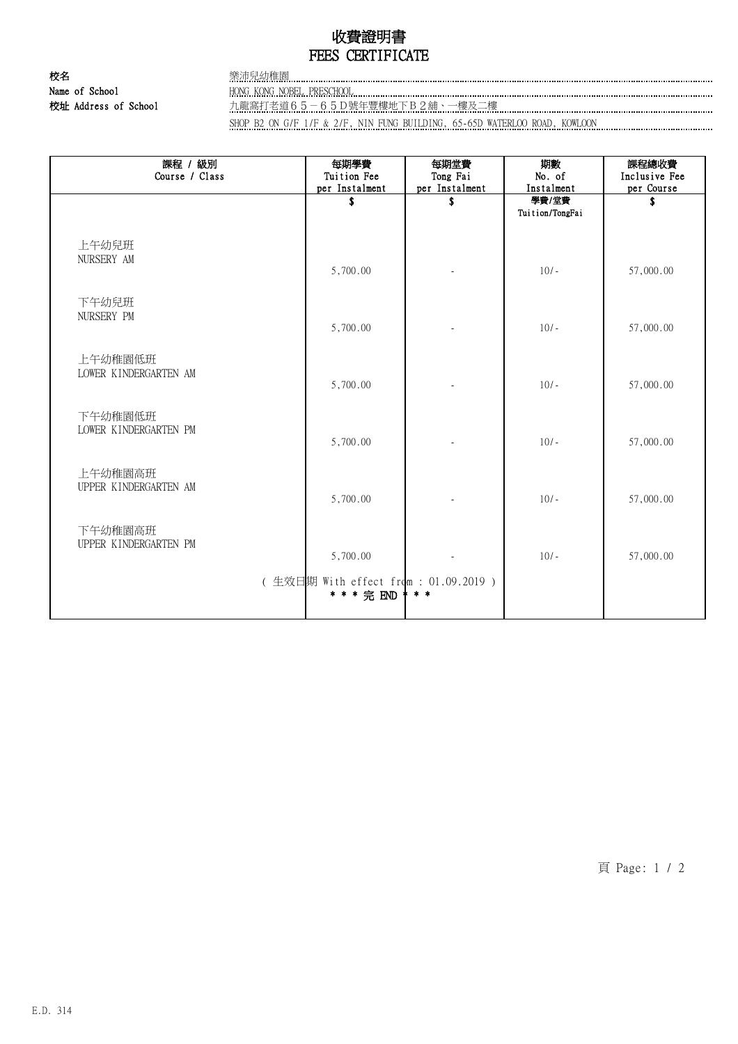# 收費證明書
# FEES CERTIFICATE

**校名**
**Name of School**
樂沛兒幼稚園
HONG KONG NOBEL PRESCHOOL

**校址 Address of School**
九龍窩打老道６５－６５D號年豐樓地下Ｂ２舖、一樓及二樓
SHOP B2 ON G/F 1/F & 2/F, NIN FUNG BUILDING, 65-65D WATERLOO ROAD, KOWLOON

| 課程 / 級別<br>Course / Class | 每期學費<br>Tuition Fee<br>per Instalment | 每期堂費<br>Tong Fai<br>per Instalment | 期數<br>No. of<br>Instalment | 課程總收費<br>Inclusive Fee<br>per Course |
|---|---|---|---|---|
| | $ | $ | 學費/堂費<br>Tuition/TongFai | $ |
| 上午幼兒班<br>NURSERY AM | 5,700.00 | - | 10/- | 57,000.00 |
| 下午幼兒班<br>NURSERY PM | 5,700.00 | - | 10/- | 57,000.00 |
| 上午幼稚園低班<br>LOWER KINDERGARTEN AM | 5,700.00 | - | 10/- | 57,000.00 |
| 下午幼稚園低班<br>LOWER KINDERGARTEN PM | 5,700.00 | - | 10/- | 57,000.00 |
| 上午幼稚園高班<br>UPPER KINDERGARTEN AM | 5,700.00 | - | 10/- | 57,000.00 |
| 下午幼稚園高班<br>UPPER KINDERGARTEN PM | 5,700.00 | - | 10/- | 57,000.00 |

( 生效日期 With effect from : 01.09.2019 )
* * * 完 END * * *

E.D. 314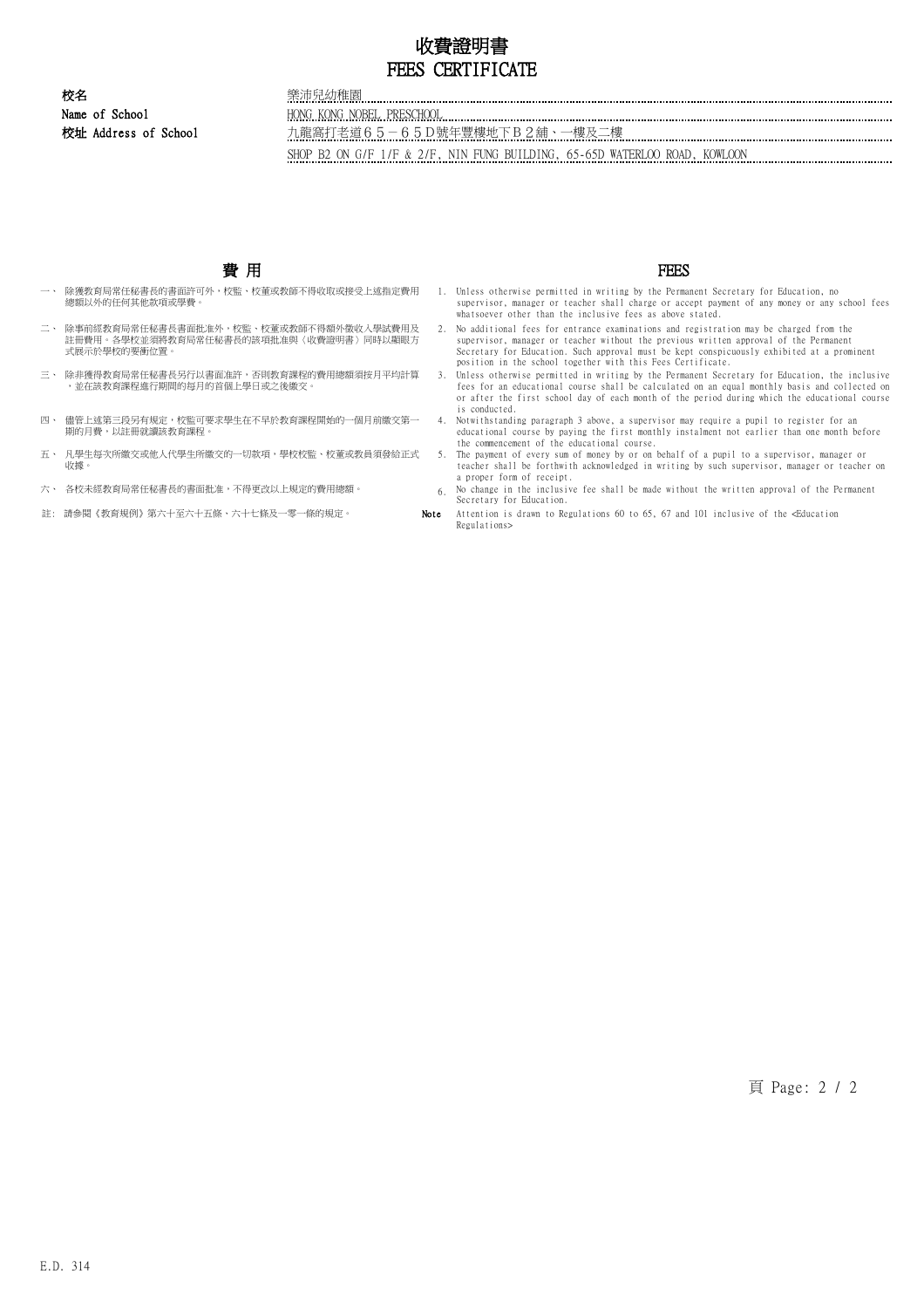# 收費證明書
# FEES CERTIFICATE

**校名** 樂沛兒幼稚園

**Name of School** HONG KONG NOBEL PRESCHOOL

**校址 Address of School** 九龍窩打老道６５－６５Ｄ號年豐樓地下Ｂ２舖、一樓及二樓

SHOP B2 ON G/F 1/F & 2/F, NIN FUNG BUILDING, 65-65D WATERLOO ROAD, KOWLOON

## 費 用

一、 除獲教育局常任秘書長的書面許可外，校監、校董或教師不得收取或接受上述指定費用總額以外的任何其他款項或學費。

二、 除事前經教育局常任秘書長書面批准外，校監、校董或教師不得額外徵收入學試費用及註冊費用。各學校並須將教育局常任秘書長的該項批准與〈收費證明書〉同時以顯眼方式展示於學校的要衝位置。

三、 除非獲得教育局常任秘書長另行以書面准許，否則教育課程的費用總額須按月平均計算，並在該教育課程進行期間的每月的首個上學日或之後繳交。

四、 儘管上述第三段另有規定，校監可要求學生在不早於教育課程開始的一個月前繳交第一期的月費，以註冊就讀該教育課程。

五、 凡學生每次所繳交或他人代學生所繳交的一切款項，學校校監、校董或教員須發給正式收據。

六、 各校未經教育局常任秘書長的書面批准，不得更改以上規定的費用總額。

註: 請參閱《教育規例》第六十至六十五條、六十七條及一零一條的規定。

## FEES

1. Unless otherwise permitted in writing by the Permanent Secretary for Education, no supervisor, manager or teacher shall charge or accept payment of any money or any school fees whatsoever other than the inclusive fees as above stated.
2. No additional fees for entrance examinations and registration may be charged from the supervisor, manager or teacher without the previous written approval of the Permanent Secretary for Education. Such approval must be kept conspicuously exhibited at a prominent position in the school together with this Fees Certificate.
3. Unless otherwise permitted in writing by the Permanent Secretary for Education, the inclusive fees for an educational course shall be calculated on an equal monthly basis and collected on or after the first school day of each month of the period during which the educational course is conducted.
4. Notwithstanding paragraph 3 above, a supervisor may require a pupil to register for an educational course by paying the first monthly instalment not earlier than one month before the commencement of the educational course.
5. The payment of every sum of money by or on behalf of a pupil to a supervisor, manager or teacher shall be forthwith acknowledged in writing by such supervisor, manager or teacher on a proper form of receipt.
6. No change in the inclusive fee shall be made without the written approval of the Permanent Secretary for Education.

**Note** Attention is drawn to Regulations 60 to 65, 67 and 101 inclusive of the <Education Regulations>

E.D. 314